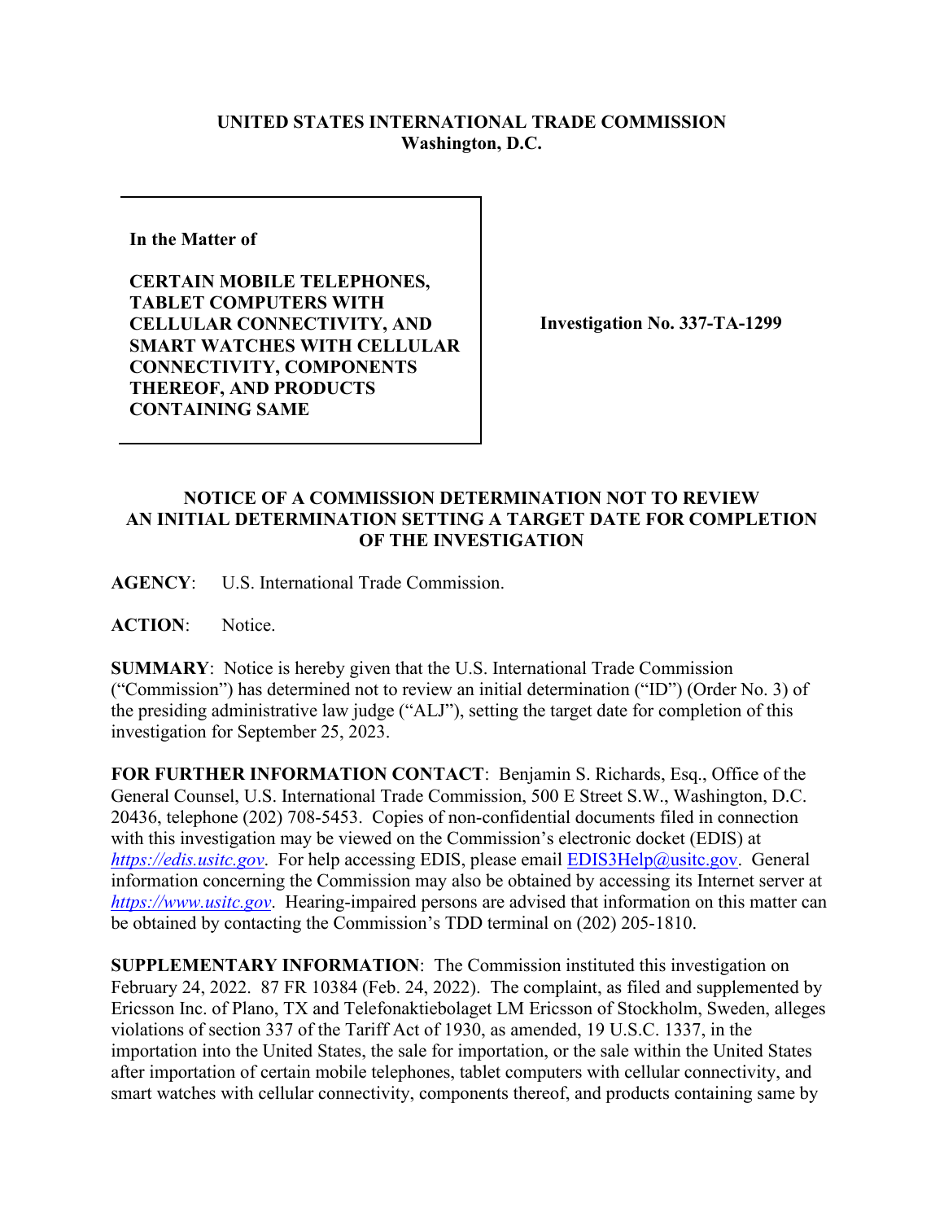**UNITED STATES INTERNATIONAL TRADE COMMISSION**
**Washington, D.C.**

**In the Matter of**

**CERTAIN MOBILE TELEPHONES, TABLET COMPUTERS WITH CELLULAR CONNECTIVITY, AND SMART WATCHES WITH CELLULAR CONNECTIVITY, COMPONENTS THEREOF, AND PRODUCTS CONTAINING SAME**

**Investigation No. 337-TA-1299**

## NOTICE OF A COMMISSION DETERMINATION NOT TO REVIEW AN INITIAL DETERMINATION SETTING A TARGET DATE FOR COMPLETION OF THE INVESTIGATION

**AGENCY**: U.S. International Trade Commission.

**ACTION**: Notice.

**SUMMARY**: Notice is hereby given that the U.S. International Trade Commission ("Commission") has determined not to review an initial determination ("ID") (Order No. 3) of the presiding administrative law judge ("ALJ"), setting the target date for completion of this investigation for September 25, 2023.

**FOR FURTHER INFORMATION CONTACT**: Benjamin S. Richards, Esq., Office of the General Counsel, U.S. International Trade Commission, 500 E Street S.W., Washington, D.C. 20436, telephone (202) 708-5453. Copies of non-confidential documents filed in connection with this investigation may be viewed on the Commission's electronic docket (EDIS) at *https://edis.usitc.gov*. For help accessing EDIS, please email EDIS3Help@usitc.gov. General information concerning the Commission may also be obtained by accessing its Internet server at *https://www.usitc.gov*. Hearing-impaired persons are advised that information on this matter can be obtained by contacting the Commission's TDD terminal on (202) 205-1810.

**SUPPLEMENTARY INFORMATION**: The Commission instituted this investigation on February 24, 2022. 87 FR 10384 (Feb. 24, 2022). The complaint, as filed and supplemented by Ericsson Inc. of Plano, TX and Telefonaktiebolaget LM Ericsson of Stockholm, Sweden, alleges violations of section 337 of the Tariff Act of 1930, as amended, 19 U.S.C. 1337, in the importation into the United States, the sale for importation, or the sale within the United States after importation of certain mobile telephones, tablet computers with cellular connectivity, and smart watches with cellular connectivity, components thereof, and products containing same by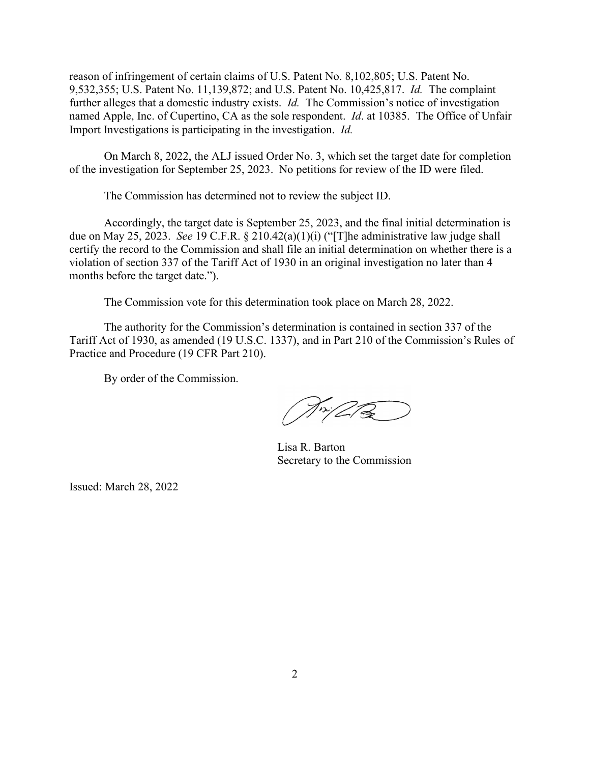reason of infringement of certain claims of U.S. Patent No. 8,102,805; U.S. Patent No. 9,532,355; U.S. Patent No. 11,139,872; and U.S. Patent No. 10,425,817. *Id.* The complaint further alleges that a domestic industry exists. *Id.* The Commission's notice of investigation named Apple, Inc. of Cupertino, CA as the sole respondent. *Id*. at 10385. The Office of Unfair Import Investigations is participating in the investigation. *Id.*

On March 8, 2022, the ALJ issued Order No. 3, which set the target date for completion of the investigation for September 25, 2023. No petitions for review of the ID were filed.

The Commission has determined not to review the subject ID.

Accordingly, the target date is September 25, 2023, and the final initial determination is due on May 25, 2023. *See* 19 C.F.R. § 210.42(a)(1)(i) ("[T]he administrative law judge shall certify the record to the Commission and shall file an initial determination on whether there is a violation of section 337 of the Tariff Act of 1930 in an original investigation no later than 4 months before the target date.").

The Commission vote for this determination took place on March 28, 2022.

The authority for the Commission's determination is contained in section 337 of the Tariff Act of 1930, as amended (19 U.S.C. 1337), and in Part 210 of the Commission's Rules of Practice and Procedure (19 CFR Part 210).

By order of the Commission.

Lisa R. Barton
Secretary to the Commission

Issued: March 28, 2022